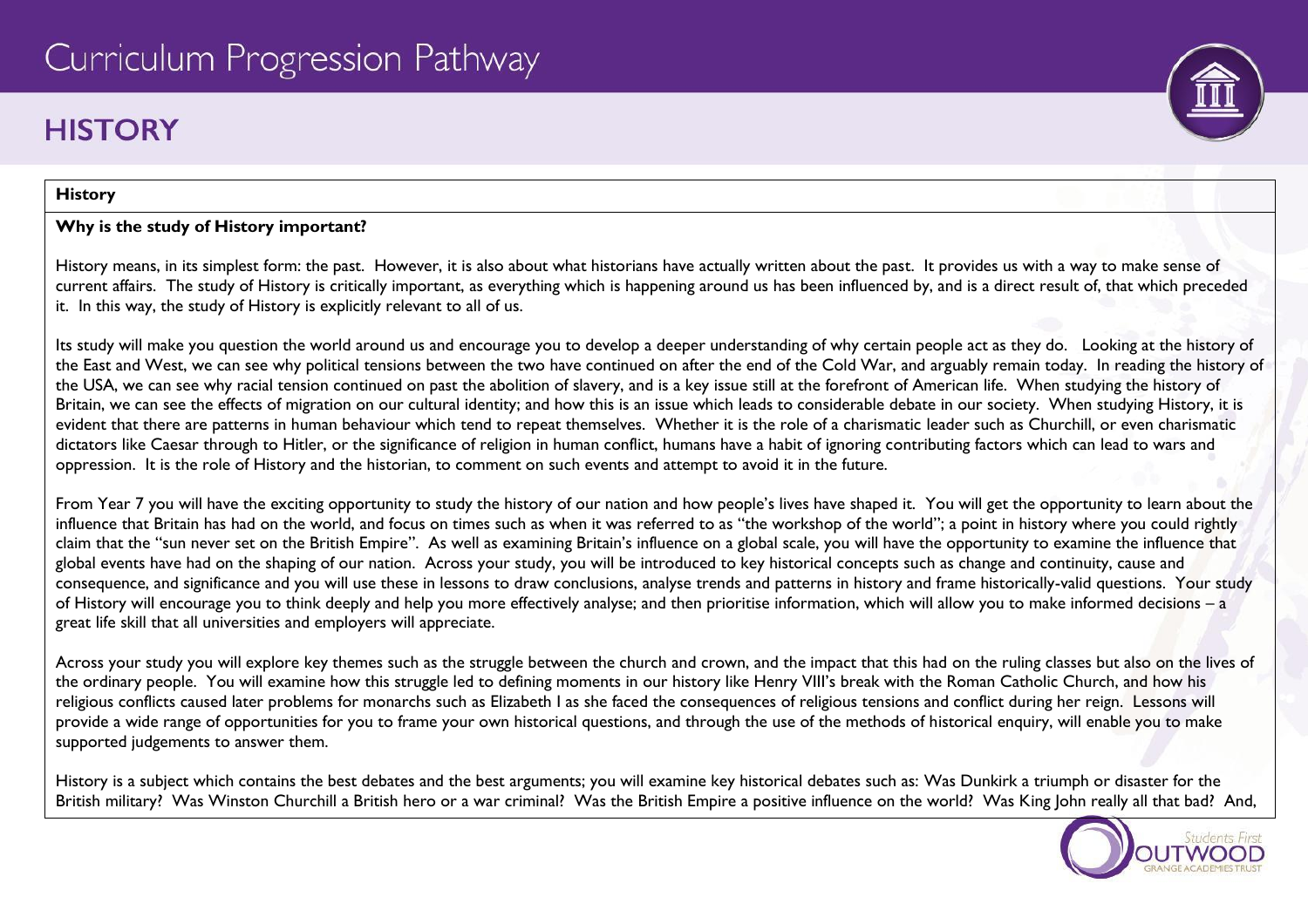# Curriculum Progression Pathway

## HISTORY

**History**

**Why is the study of History important?**

History means, in its simplest form: the past. However, it is also about what historians have actually written about the past. It provides us with a way to make sense of current affairs. The study of History is critically important, as everything which is happening around us has been influenced by, and is a direct result of, that which preceded it. In this way, the study of History is explicitly relevant to all of us.

Its study will make you question the world around us and encourage you to develop a deeper understanding of why certain people act as they do. Looking at the history of the East and West, we can see why political tensions between the two have continued on after the end of the Cold War, and arguably remain today. In reading the history of the USA, we can see why racial tension continued on past the abolition of slavery, and is a key issue still at the forefront of American life. When studying the history of Britain, we can see the effects of migration on our cultural identity; and how this is an issue which leads to considerable debate in our society. When studying History, it is evident that there are patterns in human behaviour which tend to repeat themselves. Whether it is the role of a charismatic leader such as Churchill, or even charismatic dictators like Caesar through to Hitler, or the significance of religion in human conflict, humans have a habit of ignoring contributing factors which can lead to wars and oppression. It is the role of History and the historian, to comment on such events and attempt to avoid it in the future.

From Year 7 you will have the exciting opportunity to study the history of our nation and how people's lives have shaped it. You will get the opportunity to learn about the influence that Britain has had on the world, and focus on times such as when it was referred to as "the workshop of the world"; a point in history where you could rightly claim that the "sun never set on the British Empire". As well as examining Britain's influence on a global scale, you will have the opportunity to examine the influence that global events have had on the shaping of our nation. Across your study, you will be introduced to key historical concepts such as change and continuity, cause and consequence, and significance and you will use these in lessons to draw conclusions, analyse trends and patterns in history and frame historically-valid questions. Your study of History will encourage you to think deeply and help you more effectively analyse; and then prioritise information, which will allow you to make informed decisions – a great life skill that all universities and employers will appreciate.

Across your study you will explore key themes such as the struggle between the church and crown, and the impact that this had on the ruling classes but also on the lives of the ordinary people. You will examine how this struggle led to defining moments in our history like Henry VIII's break with the Roman Catholic Church, and how his religious conflicts caused later problems for monarchs such as Elizabeth I as she faced the consequences of religious tensions and conflict during her reign. Lessons will provide a wide range of opportunities for you to frame your own historical questions, and through the use of the methods of historical enquiry, will enable you to make supported judgements to answer them.

History is a subject which contains the best debates and the best arguments; you will examine key historical debates such as: Was Dunkirk a triumph or disaster for the British military? Was Winston Churchill a British hero or a war criminal? Was the British Empire a positive influence on the world? Was King John really all that bad? And,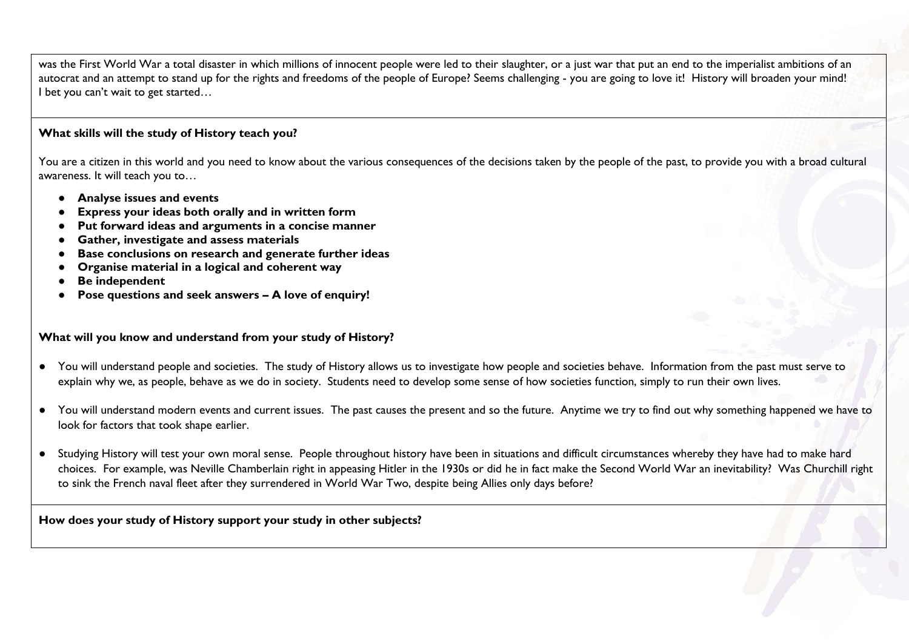was the First World War a total disaster in which millions of innocent people were led to their slaughter, or a just war that put an end to the imperialist ambitions of an autocrat and an attempt to stand up for the rights and freedoms of the people of Europe? Seems challenging - you are going to love it! History will broaden your mind! I bet you can't wait to get started…

**What skills will the study of History teach you?**

You are a citizen in this world and you need to know about the various consequences of the decisions taken by the people of the past, to provide you with a broad cultural awareness. It will teach you to…

- **Analyse issues and events**
- **Express your ideas both orally and in written form**
- **Put forward ideas and arguments in a concise manner**
- **Gather, investigate and assess materials**
- **Base conclusions on research and generate further ideas**
- **Organise material in a logical and coherent way**
- **Be independent**
- **Pose questions and seek answers – A love of enquiry!**

**What will you know and understand from your study of History?**

- You will understand people and societies. The study of History allows us to investigate how people and societies behave. Information from the past must serve to explain why we, as people, behave as we do in society. Students need to develop some sense of how societies function, simply to run their own lives.
- You will understand modern events and current issues. The past causes the present and so the future. Anytime we try to find out why something happened we have to look for factors that took shape earlier.
- Studying History will test your own moral sense. People throughout history have been in situations and difficult circumstances whereby they have had to make hard choices. For example, was Neville Chamberlain right in appeasing Hitler in the 1930s or did he in fact make the Second World War an inevitability? Was Churchill right to sink the French naval fleet after they surrendered in World War Two, despite being Allies only days before?

**How does your study of History support your study in other subjects?**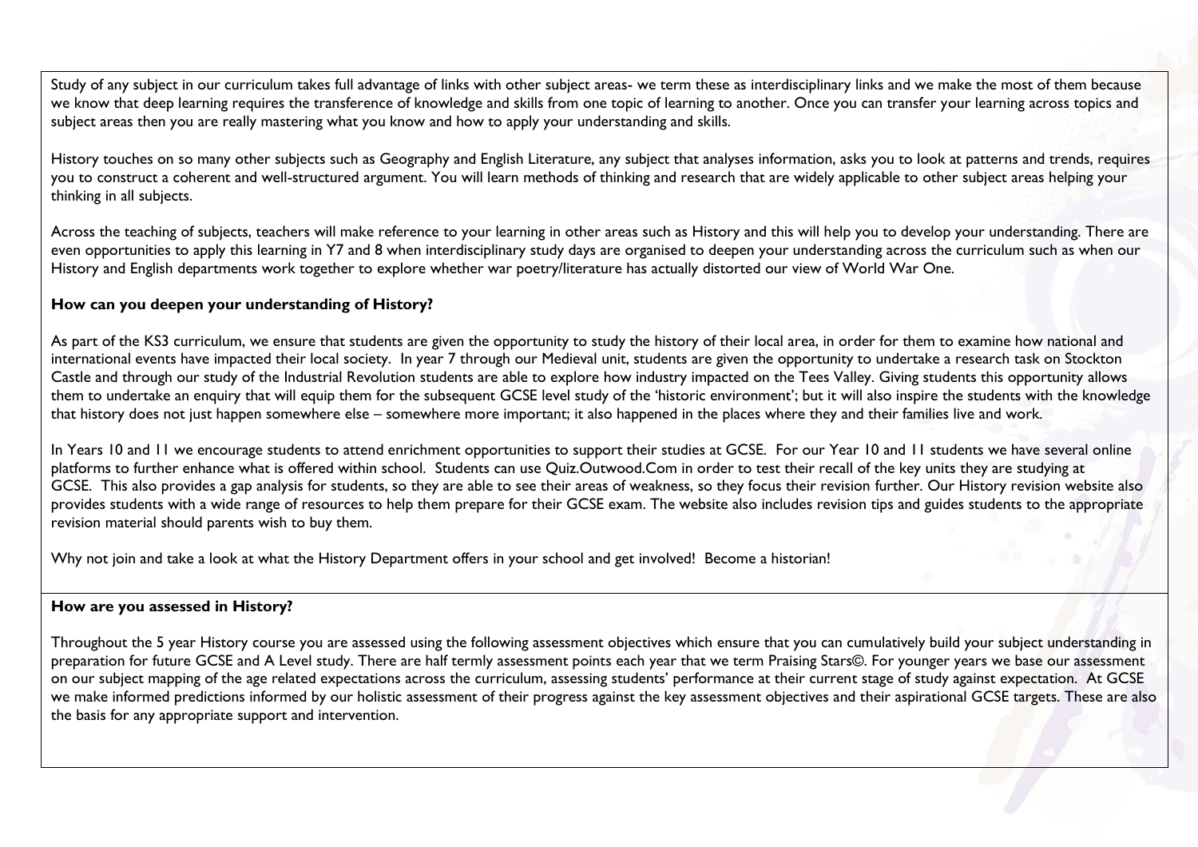Study of any subject in our curriculum takes full advantage of links with other subject areas- we term these as interdisciplinary links and we make the most of them because we know that deep learning requires the transference of knowledge and skills from one topic of learning to another. Once you can transfer your learning across topics and subject areas then you are really mastering what you know and how to apply your understanding and skills.

History touches on so many other subjects such as Geography and English Literature, any subject that analyses information, asks you to look at patterns and trends, requires you to construct a coherent and well-structured argument. You will learn methods of thinking and research that are widely applicable to other subject areas helping your thinking in all subjects.

Across the teaching of subjects, teachers will make reference to your learning in other areas such as History and this will help you to develop your understanding. There are even opportunities to apply this learning in Y7 and 8 when interdisciplinary study days are organised to deepen your understanding across the curriculum such as when our History and English departments work together to explore whether war poetry/literature has actually distorted our view of World War One.

**How can you deepen your understanding of History?**

As part of the KS3 curriculum, we ensure that students are given the opportunity to study the history of their local area, in order for them to examine how national and international events have impacted their local society. In year 7 through our Medieval unit, students are given the opportunity to undertake a research task on Stockton Castle and through our study of the Industrial Revolution students are able to explore how industry impacted on the Tees Valley. Giving students this opportunity allows them to undertake an enquiry that will equip them for the subsequent GCSE level study of the 'historic environment'; but it will also inspire the students with the knowledge that history does not just happen somewhere else – somewhere more important; it also happened in the places where they and their families live and work.

In Years 10 and 11 we encourage students to attend enrichment opportunities to support their studies at GCSE. For our Year 10 and 11 students we have several online platforms to further enhance what is offered within school. Students can use Quiz.Outwood.Com in order to test their recall of the key units they are studying at GCSE. This also provides a gap analysis for students, so they are able to see their areas of weakness, so they focus their revision further. Our History revision website also provides students with a wide range of resources to help them prepare for their GCSE exam. The website also includes revision tips and guides students to the appropriate revision material should parents wish to buy them.

Why not join and take a look at what the History Department offers in your school and get involved! Become a historian!

**How are you assessed in History?**

Throughout the 5 year History course you are assessed using the following assessment objectives which ensure that you can cumulatively build your subject understanding in preparation for future GCSE and A Level study. There are half termly assessment points each year that we term Praising Stars©. For younger years we base our assessment on our subject mapping of the age related expectations across the curriculum, assessing students' performance at their current stage of study against expectation. At GCSE we make informed predictions informed by our holistic assessment of their progress against the key assessment objectives and their aspirational GCSE targets. These are also the basis for any appropriate support and intervention.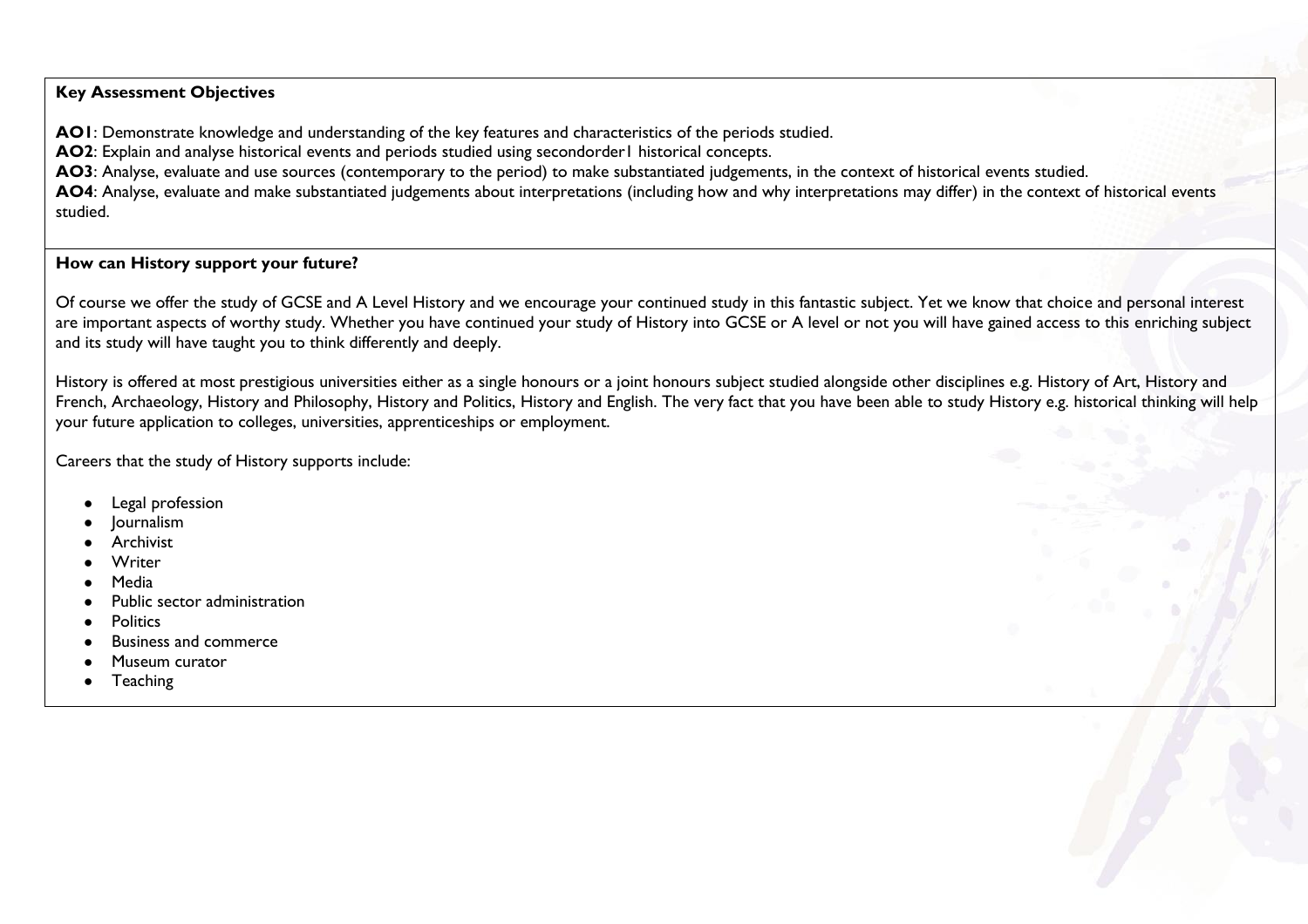**Key Assessment Objectives**

**AO1**: Demonstrate knowledge and understanding of the key features and characteristics of the periods studied.
**AO2**: Explain and analyse historical events and periods studied using secondorder1 historical concepts.
**AO3**: Analyse, evaluate and use sources (contemporary to the period) to make substantiated judgements, in the context of historical events studied.
**AO4**: Analyse, evaluate and make substantiated judgements about interpretations (including how and why interpretations may differ) in the context of historical events studied.

**How can History support your future?**

Of course we offer the study of GCSE and A Level History and we encourage your continued study in this fantastic subject. Yet we know that choice and personal interest are important aspects of worthy study. Whether you have continued your study of History into GCSE or A level or not you will have gained access to this enriching subject and its study will have taught you to think differently and deeply.

History is offered at most prestigious universities either as a single honours or a joint honours subject studied alongside other disciplines e.g. History of Art, History and French, Archaeology, History and Philosophy, History and Politics, History and English. The very fact that you have been able to study History e.g. historical thinking will help your future application to colleges, universities, apprenticeships or employment.

Careers that the study of History supports include:

- Legal profession
- Journalism
- Archivist
- Writer
- Media
- Public sector administration
- Politics
- Business and commerce
- Museum curator
- Teaching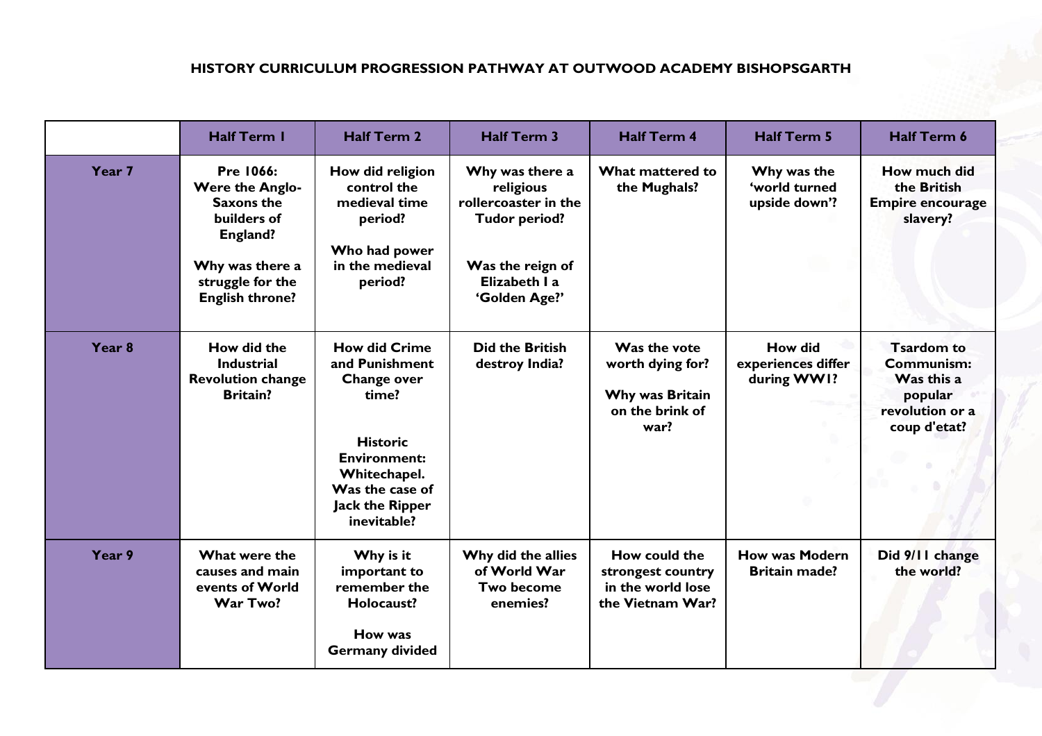# HISTORY CURRICULUM PROGRESSION PATHWAY AT OUTWOOD ACADEMY BISHOPSGARTH

| | Half Term 1 | Half Term 2 | Half Term 3 | Half Term 4 | Half Term 5 | Half Term 6 |
|---|---|---|---|---|---|---|
| **Year 7** | **Pre 1066: Were the Anglo-Saxons the builders of England?** <br><br> **Why was there a struggle for the English throne?** | **How did religion control the medieval time period?** <br><br> **Who had power in the medieval period?** | **Why was there a religious rollercoaster in the Tudor period?** <br><br> **Was the reign of Elizabeth I a 'Golden Age?'** | **What mattered to the Mughals?** | **Why was the 'world turned upside down'?** | **How much did the British Empire encourage slavery?** |
| **Year 8** | **How did the Industrial Revolution change Britain?** | **How did Crime and Punishment Change over time?** <br><br> **Historic Environment: Whitechapel. Was the case of Jack the Ripper inevitable?** | **Did the British destroy India?** | **Was the vote worth dying for?** <br><br> **Why was Britain on the brink of war?** | **How did experiences differ during WW1?** | **Tsardom to Communism: Was this a popular revolution or a coup d'etat?** |
| **Year 9** | **What were the causes and main events of World War Two?** | **Why is it important to remember the Holocaust?** <br><br> **How was Germany divided** | **Why did the allies of World War Two become enemies?** | **How could the strongest country in the world lose the Vietnam War?** | **How was Modern Britain made?** | **Did 9/11 change the world?** |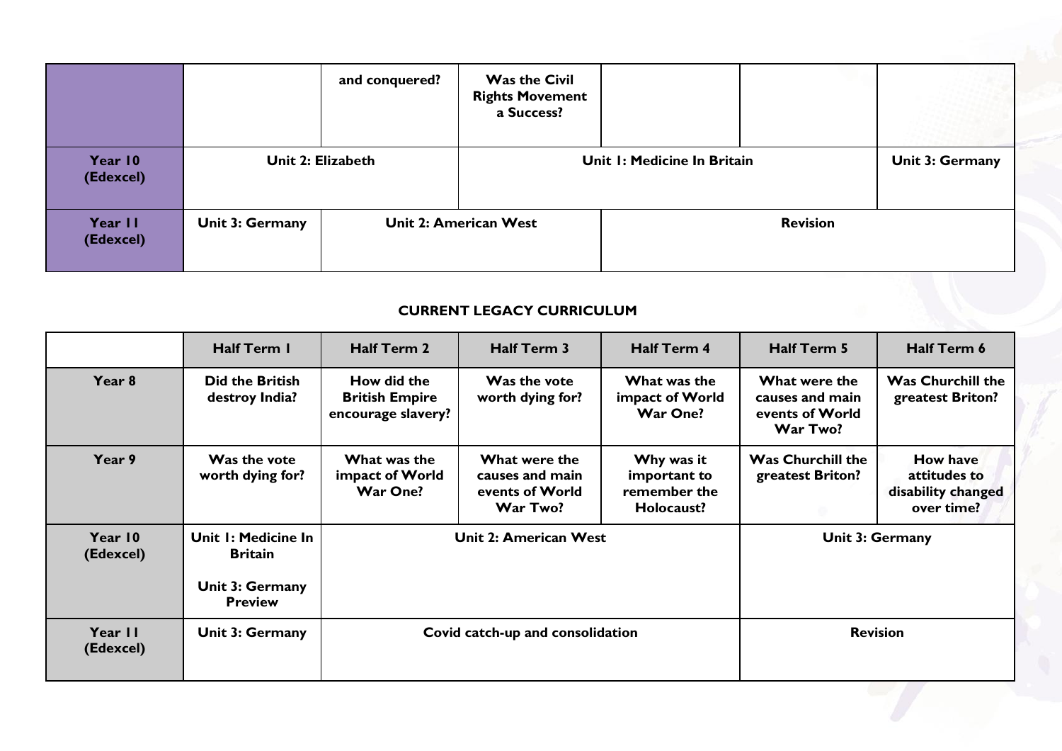| | | | | | | |
|---|---|---|---|---|---|---|
| | | and conquered? | Was the Civil Rights Movement a Success? | | | |
| Year 10 (Edexcel) | Unit 2: Elizabeth | | Unit 1: Medicine In Britain | | | Unit 3: Germany |
| Year 11 (Edexcel) | Unit 3: Germany | Unit 2: American West | | Revision | | |

**CURRENT LEGACY CURRICULUM**

| | Half Term 1 | Half Term 2 | Half Term 3 | Half Term 4 | Half Term 5 | Half Term 6 |
|---|---|---|---|---|---|---|
| Year 8 | Did the British destroy India? | How did the British Empire encourage slavery? | Was the vote worth dying for? | What was the impact of World War One? | What were the causes and main events of World War Two? | Was Churchill the greatest Briton? |
| Year 9 | Was the vote worth dying for? | What was the impact of World War One? | What were the causes and main events of World War Two? | Why was it important to remember the Holocaust? | Was Churchill the greatest Briton? | How have attitudes to disability changed over time? |
| Year 10 (Edexcel) | Unit 1: Medicine In Britain<br><br>Unit 3: Germany Preview | Unit 2: American West | | | Unit 3: Germany | |
| Year 11 (Edexcel) | Unit 3: Germany | Covid catch-up and consolidation | | | Revision | |